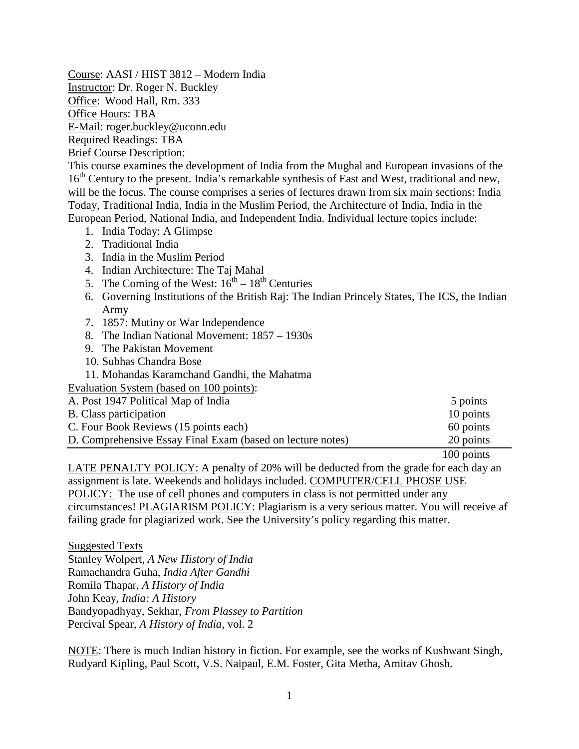<u>Course</u>: AASI / HIST 3812 – Modern India
<u>Instructor</u>: Dr. Roger N. Buckley
<u>Office</u>: Wood Hall, Rm. 333
<u>Office Hours</u>: TBA
<u>E-Mail</u>: roger.buckley@uconn.edu
<u>Required Readings</u>: TBA
<u>Brief Course Description</u>:

This course examines the development of India from the Mughal and European invasions of the 16th Century to the present. India's remarkable synthesis of East and West, traditional and new, will be the focus. The course comprises a series of lectures drawn from six main sections: India Today, Traditional India, India in the Muslim Period, the Architecture of India, India in the European Period, National India, and Independent India. Individual lecture topics include:

1. India Today: A Glimpse
2. Traditional India
3. India in the Muslim Period
4. Indian Architecture: The Taj Mahal
5. The Coming of the West: 16th – 18th Centuries
6. Governing Institutions of the British Raj: The Indian Princely States, The ICS, the Indian Army
7. 1857: Mutiny or War Independence
8. The Indian National Movement: 1857 – 1930s
9. The Pakistan Movement
10. Subhas Chandra Bose
11. Mohandas Karamchand Gandhi, the Mahatma

<u>Evaluation System (based on 100 points)</u>:

| | |
|---|---|
| A. Post 1947 Political Map of India | 5 points |
| B. Class participation | 10 points |
| C. Four Book Reviews (15 points each) | 60 points |
| D. Comprehensive Essay Final Exam (based on lecture notes) | 20 points |
| | 100 points |

<u>LATE PENALTY POLICY</u>: A penalty of 20% will be deducted from the grade for each day an assignment is late. Weekends and holidays included. <u>COMPUTER/CELL PHOSE USE POLICY:</u> The use of cell phones and computers in class is not permitted under any circumstances! <u>PLAGIARISM POLICY</u>: Plagiarism is a very serious matter. You will receive af failing grade for plagiarized work. See the University's policy regarding this matter.

<u>Suggested Texts</u>
Stanley Wolpert, *A New History of India*
Ramachandra Guha, *India After Gandhi*
Romila Thapar, *A History of India*
John Keay, *India: A History*
Bandyopadhyay, Sekhar, *From Plassey to Partition*
Percival Spear, *A History of India*, vol. 2

<u>NOTE</u>: There is much Indian history in fiction. For example, see the works of Kushwant Singh, Rudyard Kipling, Paul Scott, V.S. Naipaul, E.M. Foster, Gita Metha, Amitav Ghosh.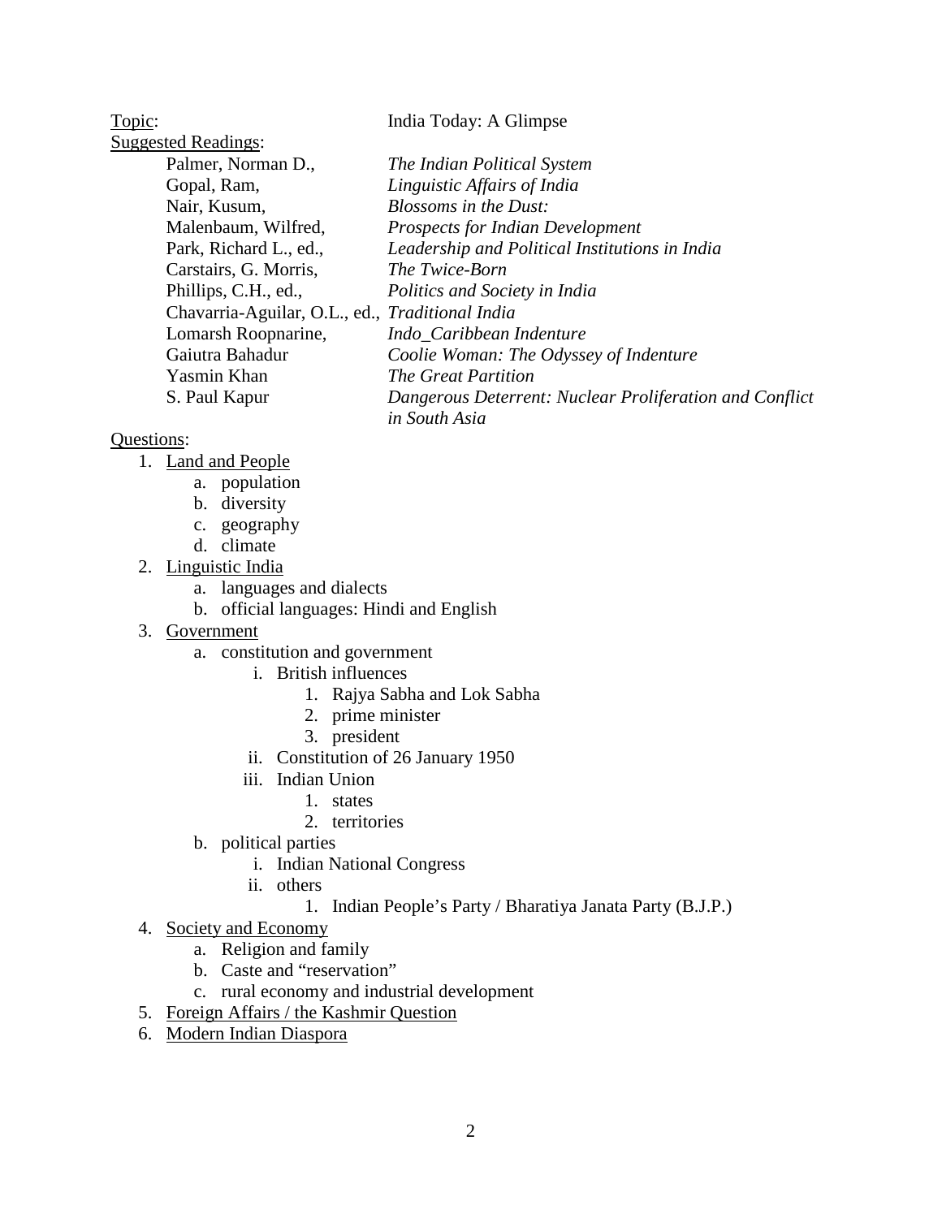<u>Topic</u>: India Today: A Glimpse

<u>Suggested Readings</u>:

| | |
|---|---|
| Palmer, Norman D., | *The Indian Political System* |
| Gopal, Ram, | *Linguistic Affairs of India* |
| Nair, Kusum, | *Blossoms in the Dust:* |
| Malenbaum, Wilfred, | *Prospects for Indian Development* |
| Park, Richard L., ed., | *Leadership and Political Institutions in India* |
| Carstairs, G. Morris, | *The Twice-Born* |
| Phillips, C.H., ed., | *Politics and Society in India* |
| Chavarria-Aguilar, O.L., ed., | *Traditional India* |
| Lomarsh Roopnarine, | *Indo_Caribbean Indenture* |
| Gaiutra Bahadur | *Coolie Woman: The Odyssey of Indenture* |
| Yasmin Khan | *The Great Partition* |
| S. Paul Kapur | *Dangerous Deterrent: Nuclear Proliferation and Conflict in South Asia* |

<u>Questions</u>:

1. <u>Land and People</u>
    a. population
    b. diversity
    c. geography
    d. climate
2. <u>Linguistic India</u>
    a. languages and dialects
    b. official languages: Hindi and English
3. <u>Government</u>
    a. constitution and government
        i. British influences
            1. Rajya Sabha and Lok Sabha
            2. prime minister
            3. president
        ii. Constitution of 26 January 1950
        iii. Indian Union
            1. states
            2. territories
    b. political parties
        i. Indian National Congress
        ii. others
            1. Indian People's Party / Bharatiya Janata Party (B.J.P.)
4. <u>Society and Economy</u>
    a. Religion and family
    b. Caste and "reservation"
    c. rural economy and industrial development
5. <u>Foreign Affairs / the Kashmir Question</u>
6. <u>Modern Indian Diaspora</u>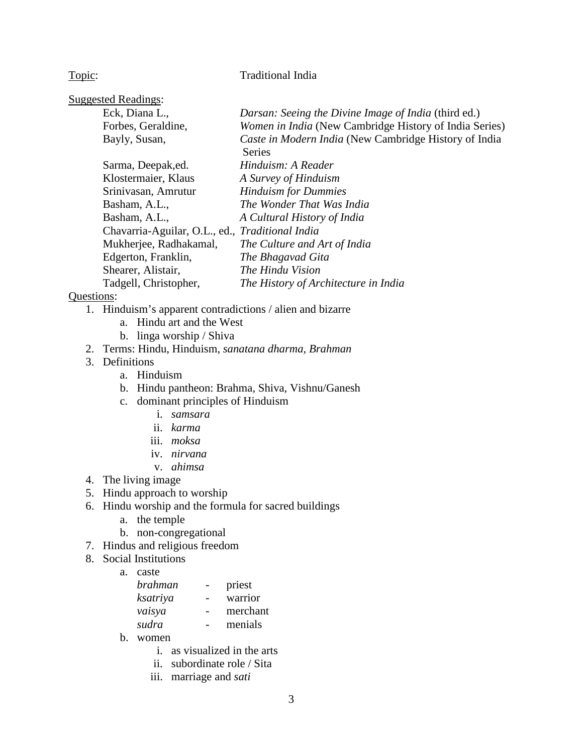<u>Topic</u>: Traditional India

<u>Suggested Readings</u>:

- Eck, Diana L., *Darsan: Seeing the Divine Image of India* (third ed.)
- Forbes, Geraldine, *Women in India* (New Cambridge History of India Series)
- Bayly, Susan, *Caste in Modern India* (New Cambridge History of India Series
- Sarma, Deepak,ed. *Hinduism: A Reader*
- Klostermaier, Klaus *A Survey of Hinduism*
- Srinivasan, Amrutur *Hinduism for Dummies*
- Basham, A.L., *The Wonder That Was India*
- Basham, A.L., *A Cultural History of India*
- Chavarria-Aguilar, O.L., ed., *Traditional India*
- Mukherjee, Radhakamal, *The Culture and Art of India*
- Edgerton, Franklin, *The Bhagavad Gita*
- Shearer, Alistair, *The Hindu Vision*
- Tadgell, Christopher, *The History of Architecture in India*

<u>Questions</u>:

1. Hinduism's apparent contradictions / alien and bizarre
   a. Hindu art and the West
   b. linga worship / Shiva
2. Terms: Hindu, Hinduism, *sanatana dharma*, *Brahman*
3. Definitions
   a. Hinduism
   b. Hindu pantheon: Brahma, Shiva, Vishnu/Ganesh
   c. dominant principles of Hinduism
      i. *samsara*
      ii. *karma*
      iii. *moksa*
      iv. *nirvana*
      v. *ahimsa*
4. The living image
5. Hindu approach to worship
6. Hindu worship and the formula for sacred buildings
   a. the temple
   b. non-congregational
7. Hindus and religious freedom
8. Social Institutions
   a. caste
      *brahman* - priest
      *ksatriya* - warrior
      *vaisya* - merchant
      *sudra* - menials
   b. women
      i. as visualized in the arts
      ii. subordinate role / Sita
      iii. marriage and *sati*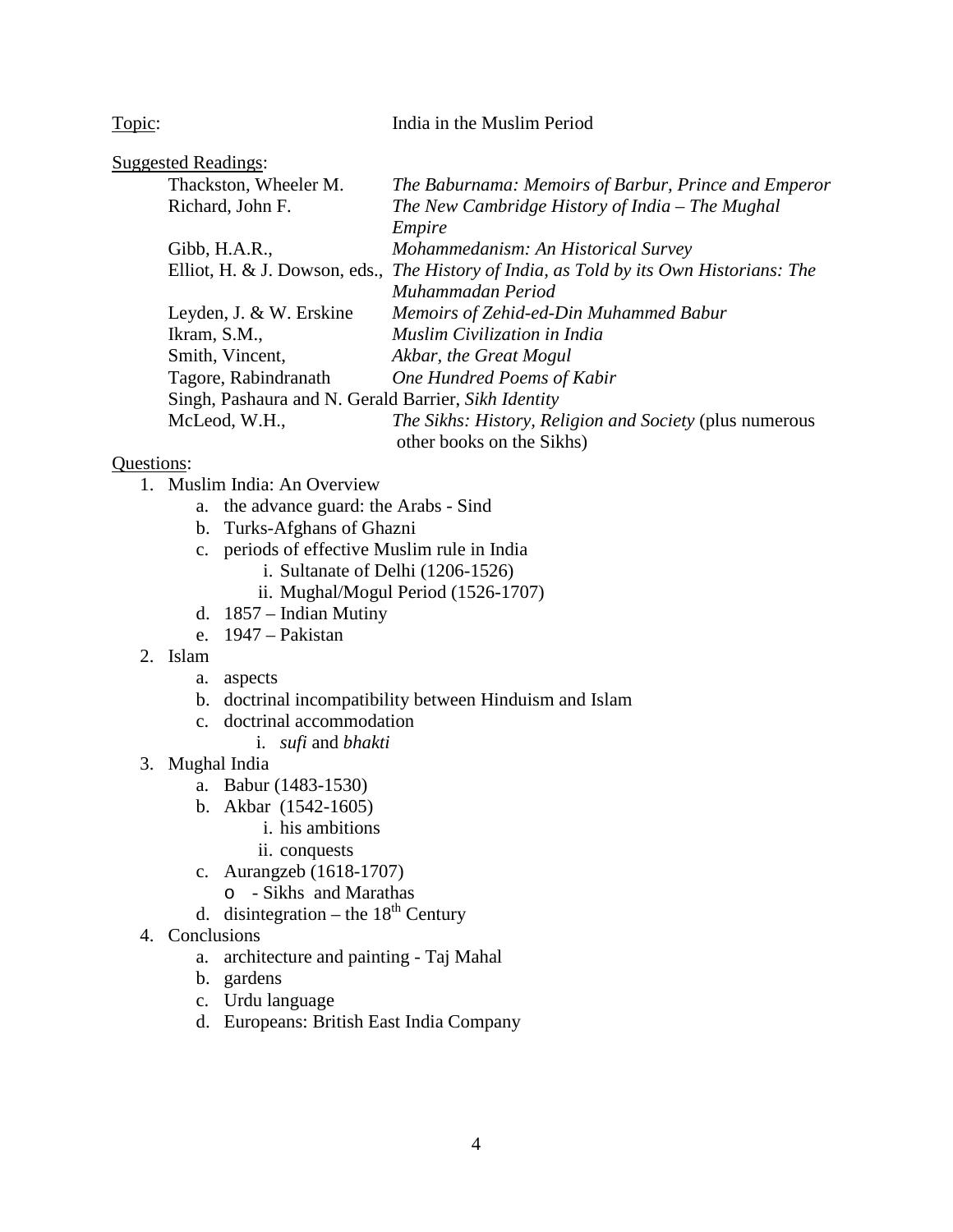Topic: India in the Muslim Period

Suggested Readings:

- Thackston, Wheeler M. — *The Baburnama: Memoirs of Barbur, Prince and Emperor*
- Richard, John F. — *The New Cambridge History of India – The Mughal Empire*
- Gibb, H.A.R., — *Mohammedanism: An Historical Survey*
- Elliot, H. & J. Dowson, eds., — *The History of India, as Told by its Own Historians: The Muhammadan Period*
- Leyden, J. & W. Erskine — *Memoirs of Zehid-ed-Din Muhammed Babur*
- Ikram, S.M., — *Muslim Civilization in India*
- Smith, Vincent, — *Akbar, the Great Mogul*
- Tagore, Rabindranath — *One Hundred Poems of Kabir*
- Singh, Pashaura and N. Gerald Barrier, *Sikh Identity*
- McLeod, W.H., — *The Sikhs: History, Religion and Society* (plus numerous other books on the Sikhs)

Questions:

1. Muslim India: An Overview
   a. the advance guard: the Arabs - Sind
   b. Turks-Afghans of Ghazni
   c. periods of effective Muslim rule in India
      i. Sultanate of Delhi (1206-1526)
      ii. Mughal/Mogul Period (1526-1707)
   d. 1857 – Indian Mutiny
   e. 1947 – Pakistan
2. Islam
   a. aspects
   b. doctrinal incompatibility between Hinduism and Islam
   c. doctrinal accommodation
      i. *sufi* and *bhakti*
3. Mughal India
   a. Babur (1483-1530)
   b. Akbar (1542-1605)
      i. his ambitions
      ii. conquests
   c. Aurangzeb (1618-1707)
      - - Sikhs and Marathas
   d. disintegration – the 18th Century
4. Conclusions
   a. architecture and painting - Taj Mahal
   b. gardens
   c. Urdu language
   d. Europeans: British East India Company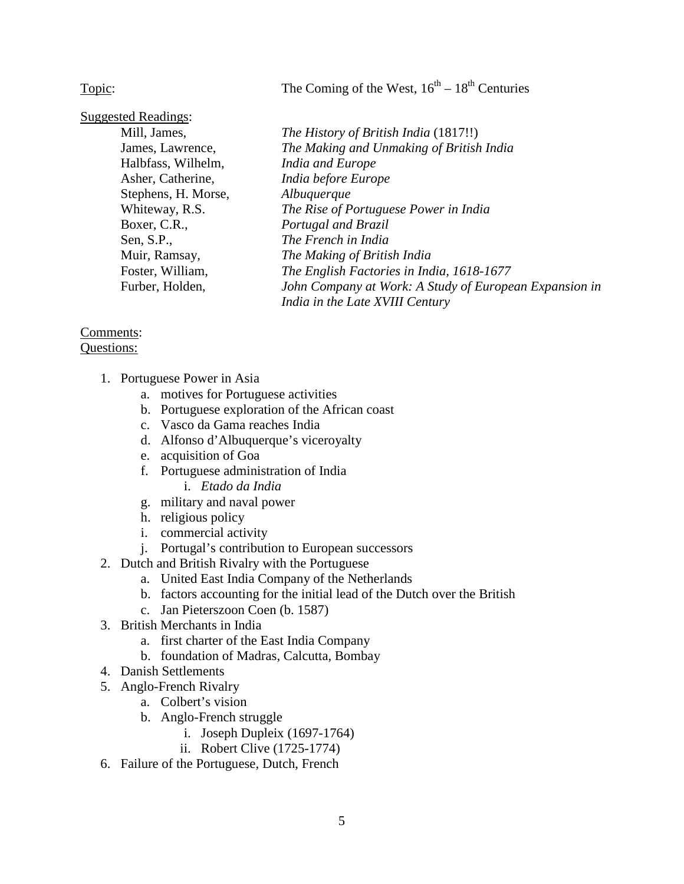Topic: The Coming of the West, $16^{th}$ – $18^{th}$ Centuries

Suggested Readings:

| | |
|---|---|
| Mill, James, | *The History of British India* (1817!!) |
| James, Lawrence, | *The Making and Unmaking of British India* |
| Halbfass, Wilhelm, | *India and Europe* |
| Asher, Catherine, | *India before Europe* |
| Stephens, H. Morse, | *Albuquerque* |
| Whiteway, R.S. | *The Rise of Portuguese Power in India* |
| Boxer, C.R., | *Portugal and Brazil* |
| Sen, S.P., | *The French in India* |
| Muir, Ramsay, | *The Making of British India* |
| Foster, William, | *The English Factories in India, 1618-1677* |
| Furber, Holden, | *John Company at Work: A Study of European Expansion in India in the Late XVIII Century* |

Comments:

Questions:

1. Portuguese Power in Asia
   a. motives for Portuguese activities
   b. Portuguese exploration of the African coast
   c. Vasco da Gama reaches India
   d. Alfonso d'Albuquerque's viceroyalty
   e. acquisition of Goa
   f. Portuguese administration of India
      i. *Etado da India*
   g. military and naval power
   h. religious policy
   i. commercial activity
   j. Portugal's contribution to European successors
2. Dutch and British Rivalry with the Portuguese
   a. United East India Company of the Netherlands
   b. factors accounting for the initial lead of the Dutch over the British
   c. Jan Pieterszoon Coen (b. 1587)
3. British Merchants in India
   a. first charter of the East India Company
   b. foundation of Madras, Calcutta, Bombay
4. Danish Settlements
5. Anglo-French Rivalry
   a. Colbert's vision
   b. Anglo-French struggle
      i. Joseph Dupleix (1697-1764)
      ii. Robert Clive (1725-1774)
6. Failure of the Portuguese, Dutch, French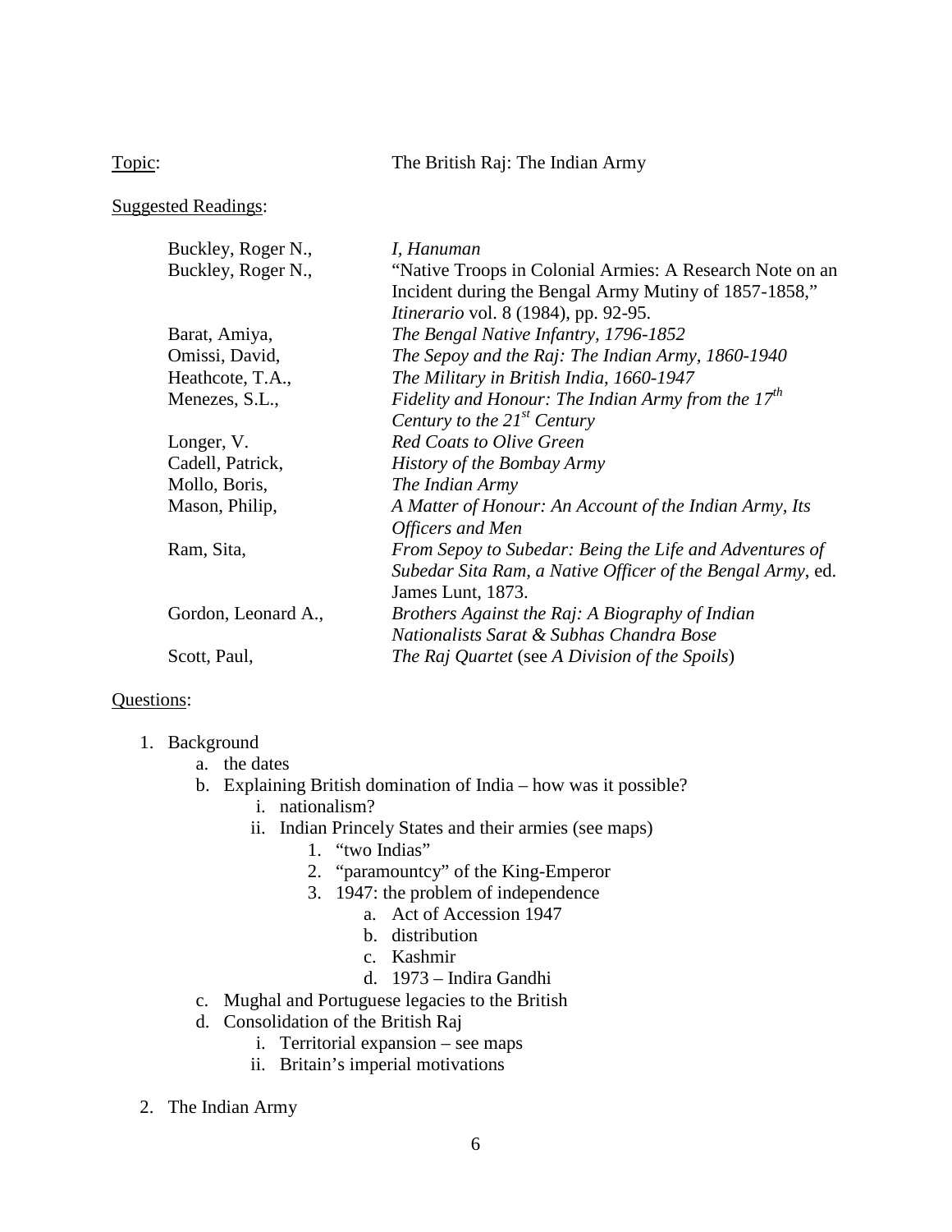<u>Topic</u>: The British Raj: The Indian Army

<u>Suggested Readings</u>:

| | |
|---|---|
| Buckley, Roger N., | *I, Hanuman* |
| Buckley, Roger N., | "Native Troops in Colonial Armies: A Research Note on an Incident during the Bengal Army Mutiny of 1857-1858," *Itinerario* vol. 8 (1984), pp. 92-95. |
| Barat, Amiya, | *The Bengal Native Infantry, 1796-1852* |
| Omissi, David, | *The Sepoy and the Raj: The Indian Army, 1860-1940* |
| Heathcote, T.A., | *The Military in British India, 1660-1947* |
| Menezes, S.L., | *Fidelity and Honour: The Indian Army from the 17th Century to the 21st Century* |
| Longer, V. | *Red Coats to Olive Green* |
| Cadell, Patrick, | *History of the Bombay Army* |
| Mollo, Boris, | *The Indian Army* |
| Mason, Philip, | *A Matter of Honour: An Account of the Indian Army, Its Officers and Men* |
| Ram, Sita, | *From Sepoy to Subedar: Being the Life and Adventures of Subedar Sita Ram, a Native Officer of the Bengal Army*, ed. James Lunt, 1873. |
| Gordon, Leonard A., | *Brothers Against the Raj: A Biography of Indian Nationalists Sarat & Subhas Chandra Bose* |
| Scott, Paul, | *The Raj Quartet* (see *A Division of the Spoils*) |

<u>Questions</u>:

1. Background
   a. the dates
   b. Explaining British domination of India – how was it possible?
      i. nationalism?
      ii. Indian Princely States and their armies (see maps)
         1. "two Indias"
         2. "paramountcy" of the King-Emperor
         3. 1947: the problem of independence
            a. Act of Accession 1947
            b. distribution
            c. Kashmir
            d. 1973 – Indira Gandhi
   c. Mughal and Portuguese legacies to the British
   d. Consolidation of the British Raj
      i. Territorial expansion – see maps
      ii. Britain's imperial motivations

2. The Indian Army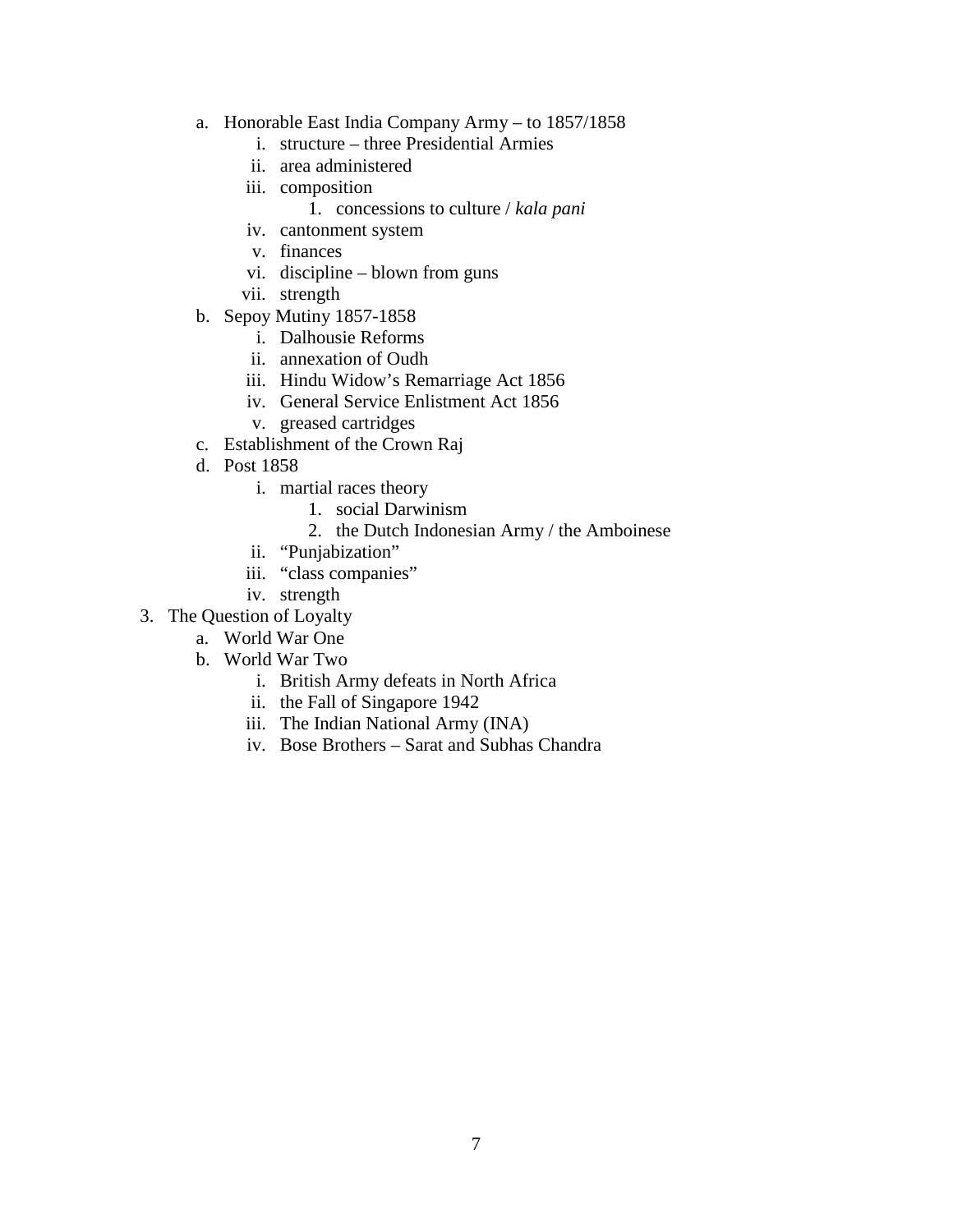a. Honorable East India Company Army – to 1857/1858
    i. structure – three Presidential Armies
    ii. area administered
    iii. composition
        1. concessions to culture / *kala pani*
    iv. cantonment system
    v. finances
    vi. discipline – blown from guns
    vii. strength
b. Sepoy Mutiny 1857-1858
    i. Dalhousie Reforms
    ii. annexation of Oudh
    iii. Hindu Widow's Remarriage Act 1856
    iv. General Service Enlistment Act 1856
    v. greased cartridges
c. Establishment of the Crown Raj
d. Post 1858
    i. martial races theory
        1. social Darwinism
        2. the Dutch Indonesian Army / the Amboinese
    ii. "Punjabization"
    iii. "class companies"
    iv. strength

3. The Question of Loyalty
    a. World War One
    b. World War Two
        i. British Army defeats in North Africa
        ii. the Fall of Singapore 1942
        iii. The Indian National Army (INA)
        iv. Bose Brothers – Sarat and Subhas Chandra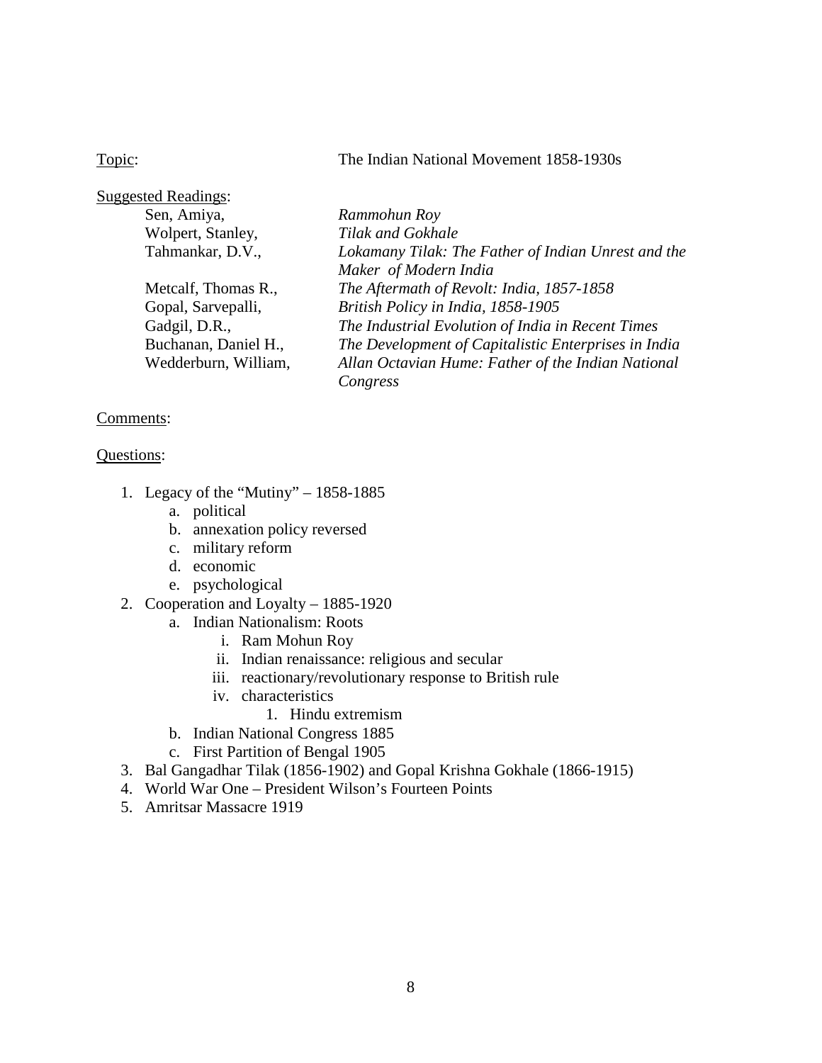<u>Topic</u>: The Indian National Movement 1858-1930s

<u>Suggested Readings</u>:

| | |
|---|---|
| Sen, Amiya, | *Rammohun Roy* |
| Wolpert, Stanley, | *Tilak and Gokhale* |
| Tahmankar, D.V., | *Lokamany Tilak: The Father of Indian Unrest and the Maker of Modern India* |
| Metcalf, Thomas R., | *The Aftermath of Revolt: India, 1857-1858* |
| Gopal, Sarvepalli, | *British Policy in India, 1858-1905* |
| Gadgil, D.R., | *The Industrial Evolution of India in Recent Times* |
| Buchanan, Daniel H., | *The Development of Capitalistic Enterprises in India* |
| Wedderburn, William, | *Allan Octavian Hume: Father of the Indian National Congress* |

<u>Comments</u>:

<u>Questions</u>:

1. Legacy of the "Mutiny" – 1858-1885
   a. political
   b. annexation policy reversed
   c. military reform
   d. economic
   e. psychological
2. Cooperation and Loyalty – 1885-1920
   a. Indian Nationalism: Roots
      i. Ram Mohun Roy
      ii. Indian renaissance: religious and secular
      iii. reactionary/revolutionary response to British rule
      iv. characteristics
         1. Hindu extremism
   b. Indian National Congress 1885
   c. First Partition of Bengal 1905
3. Bal Gangadhar Tilak (1856-1902) and Gopal Krishna Gokhale (1866-1915)
4. World War One – President Wilson's Fourteen Points
5. Amritsar Massacre 1919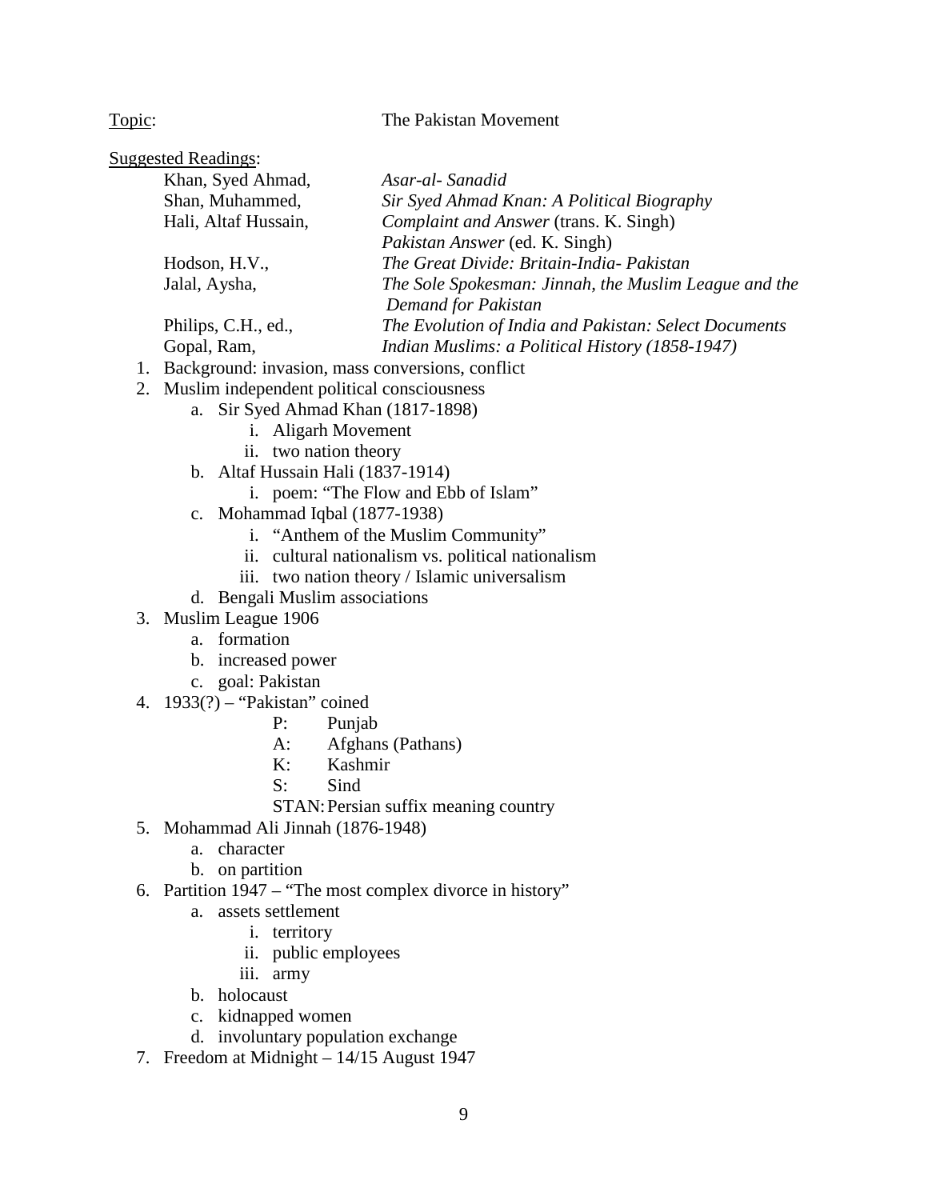<u>Topic</u>: The Pakistan Movement

<u>Suggested Readings</u>:

| | |
|---|---|
| Khan, Syed Ahmad, | *Asar-al- Sanadid* |
| Shan, Muhammed, | *Sir Syed Ahmad Knan: A Political Biography* |
| Hali, Altaf Hussain, | *Complaint and Answer* (trans. K. Singh) |
| | *Pakistan Answer* (ed. K. Singh) |
| Hodson, H.V., | *The Great Divide: Britain-India- Pakistan* |
| Jalal, Aysha, | *The Sole Spokesman: Jinnah, the Muslim League and the Demand for Pakistan* |
| Philips, C.H., ed., | *The Evolution of India and Pakistan: Select Documents* |
| Gopal, Ram, | *Indian Muslims: a Political History (1858-1947)* |

1. Background: invasion, mass conversions, conflict
2. Muslim independent political consciousness
   a. Sir Syed Ahmad Khan (1817-1898)
      i. Aligarh Movement
      ii. two nation theory
   b. Altaf Hussain Hali (1837-1914)
      i. poem: "The Flow and Ebb of Islam"
   c. Mohammad Iqbal (1877-1938)
      i. "Anthem of the Muslim Community"
      ii. cultural nationalism vs. political nationalism
      iii. two nation theory / Islamic universalism
   d. Bengali Muslim associations
3. Muslim League 1906
   a. formation
   b. increased power
   c. goal: Pakistan
4. 1933(?) – "Pakistan" coined
   - P: Punjab
   - A: Afghans (Pathans)
   - K: Kashmir
   - S: Sind
   - STAN: Persian suffix meaning country
5. Mohammad Ali Jinnah (1876-1948)
   a. character
   b. on partition
6. Partition 1947 – "The most complex divorce in history"
   a. assets settlement
      i. territory
      ii. public employees
      iii. army
   b. holocaust
   c. kidnapped women
   d. involuntary population exchange
7. Freedom at Midnight – 14/15 August 1947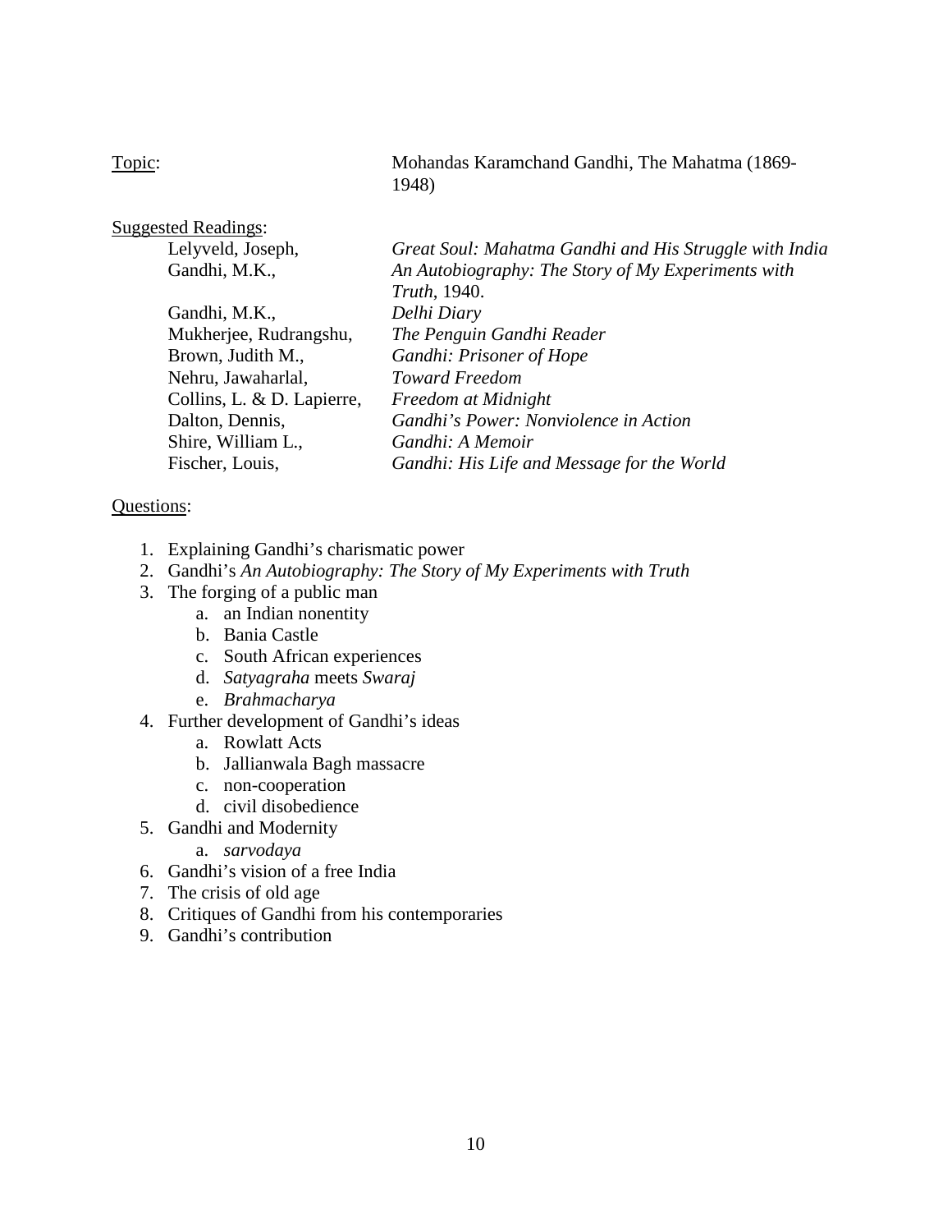Topic: Mohandas Karamchand Gandhi, The Mahatma (1869-1948)

Suggested Readings:

| | |
|---|---|
| Lelyveld, Joseph, | *Great Soul: Mahatma Gandhi and His Struggle with India* |
| Gandhi, M.K., | *An Autobiography: The Story of My Experiments with Truth*, 1940. |
| Gandhi, M.K., | *Delhi Diary* |
| Mukherjee, Rudrangshu, | *The Penguin Gandhi Reader* |
| Brown, Judith M., | *Gandhi: Prisoner of Hope* |
| Nehru, Jawaharlal, | *Toward Freedom* |
| Collins, L. & D. Lapierre, | *Freedom at Midnight* |
| Dalton, Dennis, | *Gandhi's Power: Nonviolence in Action* |
| Shire, William L., | *Gandhi: A Memoir* |
| Fischer, Louis, | *Gandhi: His Life and Message for the World* |

Questions:

1. Explaining Gandhi's charismatic power
2. Gandhi's *An Autobiography: The Story of My Experiments with Truth*
3. The forging of a public man
    a. an Indian nonentity
    b. Bania Castle
    c. South African experiences
    d. *Satyagraha* meets *Swaraj*
    e. *Brahmacharya*
4. Further development of Gandhi's ideas
    a. Rowlatt Acts
    b. Jallianwala Bagh massacre
    c. non-cooperation
    d. civil disobedience
5. Gandhi and Modernity
    a. *sarvodaya*
6. Gandhi's vision of a free India
7. The crisis of old age
8. Critiques of Gandhi from his contemporaries
9. Gandhi's contribution